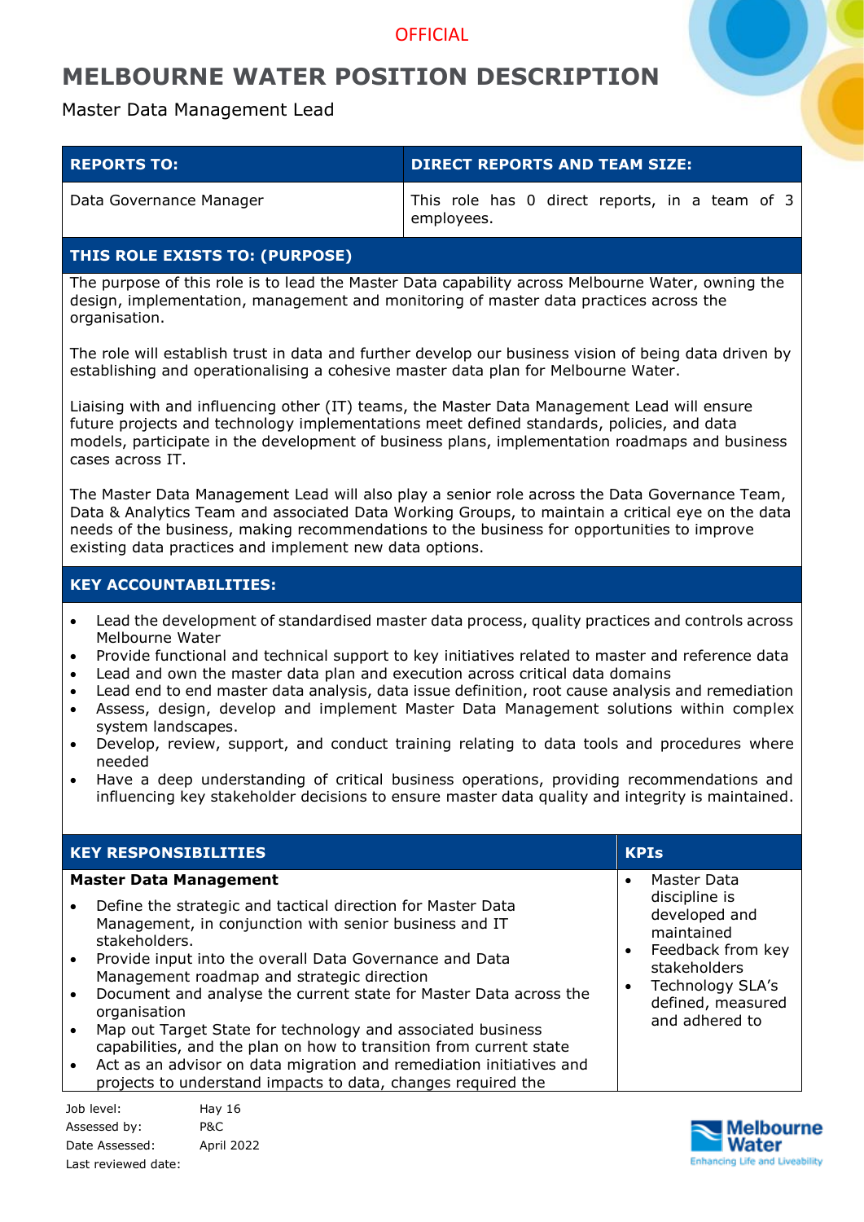OFFICIAL

# MELBOURNE WATER POSITION DESCRIPTION

Master Data Management Lead

| REPORTS TO: | DIRECT REPORTS AND TEAM SIZE: |
|---|---|
| Data Governance Manager | This role has 0 direct reports, in a team of 3 employees. |

## THIS ROLE EXISTS TO: (PURPOSE)

The purpose of this role is to lead the Master Data capability across Melbourne Water, owning the design, implementation, management and monitoring of master data practices across the organisation.

The role will establish trust in data and further develop our business vision of being data driven by establishing and operationalising a cohesive master data plan for Melbourne Water.

Liaising with and influencing other (IT) teams, the Master Data Management Lead will ensure future projects and technology implementations meet defined standards, policies, and data models, participate in the development of business plans, implementation roadmaps and business cases across IT.

The Master Data Management Lead will also play a senior role across the Data Governance Team, Data & Analytics Team and associated Data Working Groups, to maintain a critical eye on the data needs of the business, making recommendations to the business for opportunities to improve existing data practices and implement new data options.

## KEY ACCOUNTABILITIES:

- Lead the development of standardised master data process, quality practices and controls across Melbourne Water
- Provide functional and technical support to key initiatives related to master and reference data
- Lead and own the master data plan and execution across critical data domains
- Lead end to end master data analysis, data issue definition, root cause analysis and remediation
- Assess, design, develop and implement Master Data Management solutions within complex system landscapes.
- Develop, review, support, and conduct training relating to data tools and procedures where needed
- Have a deep understanding of critical business operations, providing recommendations and influencing key stakeholder decisions to ensure master data quality and integrity is maintained.

| KEY RESPONSIBILITIES | KPIs |
|---|---|
| **Master Data Management**<br>• Define the strategic and tactical direction for Master Data Management, in conjunction with senior business and IT stakeholders.<br>• Provide input into the overall Data Governance and Data Management roadmap and strategic direction<br>• Document and analyse the current state for Master Data across the organisation<br>• Map out Target State for technology and associated business capabilities, and the plan on how to transition from current state<br>• Act as an advisor on data migration and remediation initiatives and projects to understand impacts to data, changes required the | • Master Data discipline is developed and maintained<br>• Feedback from key stakeholders<br>• Technology SLA's defined, measured and adhered to |

Job level: Hay 16
Assessed by: P&C
Date Assessed: April 2022
Last reviewed date: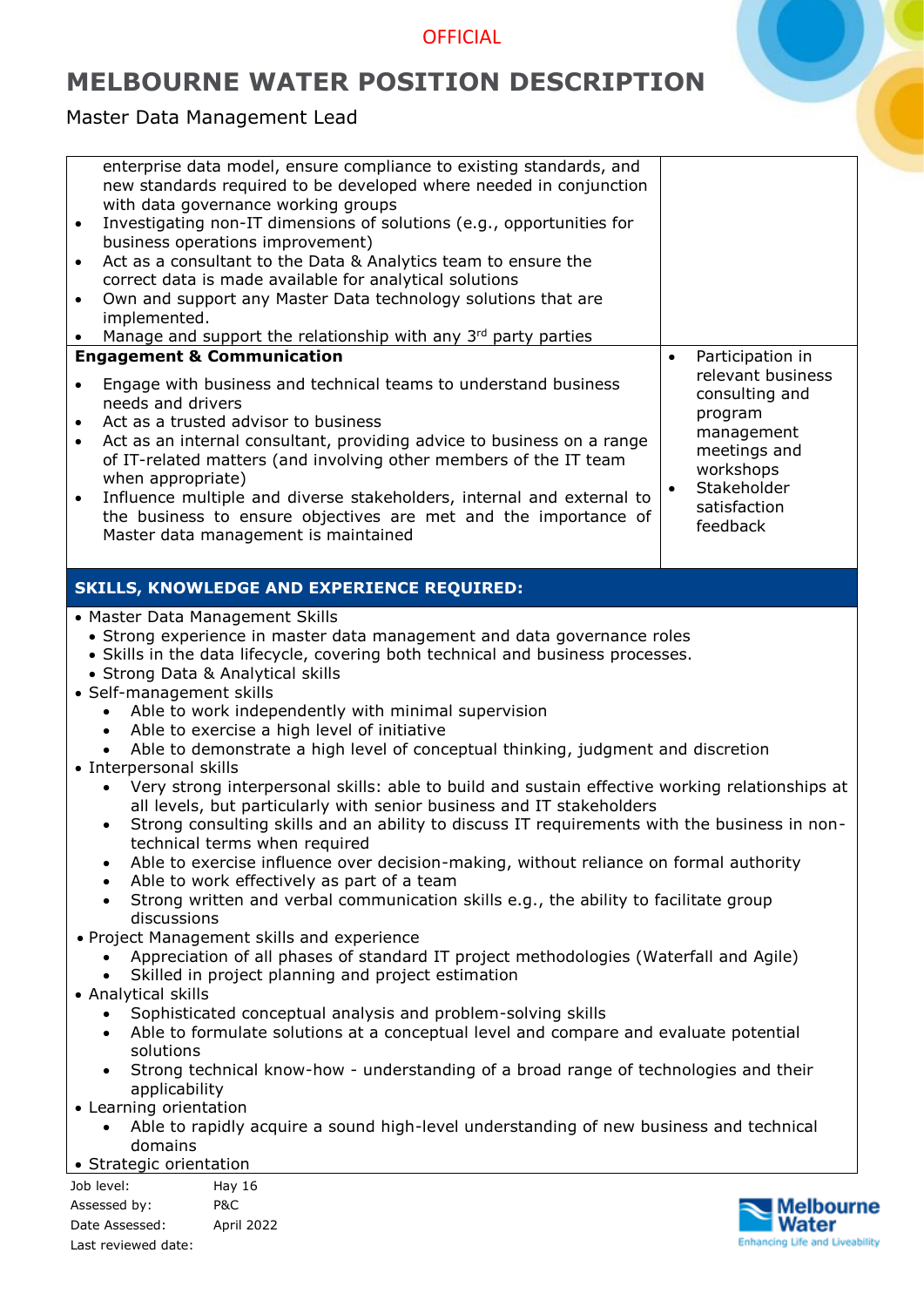| | |
|---|---|
| enterprise data model, ensure compliance to existing standards, and new standards required to be developed where needed in conjunction with data governance working groups<br>• Investigating non-IT dimensions of solutions (e.g., opportunities for business operations improvement)<br>• Act as a consultant to the Data & Analytics team to ensure the correct data is made available for analytical solutions<br>• Own and support any Master Data technology solutions that are implemented.<br>• Manage and support the relationship with any 3rd party parties | |
| **Engagement & Communication**<br>• Engage with business and technical teams to understand business needs and drivers<br>• Act as a trusted advisor to business<br>• Act as an internal consultant, providing advice to business on a range of IT-related matters (and involving other members of the IT team when appropriate)<br>• Influence multiple and diverse stakeholders, internal and external to the business to ensure objectives are met and the importance of Master data management is maintained | • Participation in relevant business consulting and program management meetings and workshops<br>• Stakeholder satisfaction feedback |

## SKILLS, KNOWLEDGE AND EXPERIENCE REQUIRED:

- Master Data Management Skills
  - Strong experience in master data management and data governance roles
  - Skills in the data lifecycle, covering both technical and business processes.
  - Strong Data & Analytical skills
- Self-management skills
  - Able to work independently with minimal supervision
  - Able to exercise a high level of initiative
  - Able to demonstrate a high level of conceptual thinking, judgment and discretion
- Interpersonal skills
  - Very strong interpersonal skills: able to build and sustain effective working relationships at all levels, but particularly with senior business and IT stakeholders
  - Strong consulting skills and an ability to discuss IT requirements with the business in non-technical terms when required
  - Able to exercise influence over decision-making, without reliance on formal authority
  - Able to work effectively as part of a team
  - Strong written and verbal communication skills e.g., the ability to facilitate group discussions
- Project Management skills and experience
  - Appreciation of all phases of standard IT project methodologies (Waterfall and Agile)
  - Skilled in project planning and project estimation
- Analytical skills
  - Sophisticated conceptual analysis and problem-solving skills
  - Able to formulate solutions at a conceptual level and compare and evaluate potential solutions
  - Strong technical know-how - understanding of a broad range of technologies and their applicability
- Learning orientation
  - Able to rapidly acquire a sound high-level understanding of new business and technical domains
- Strategic orientation

| | |
|---|---|
| Job level: | Hay 16 |
| Assessed by: | P&C |
| Date Assessed: | April 2022 |
| Last reviewed date: | |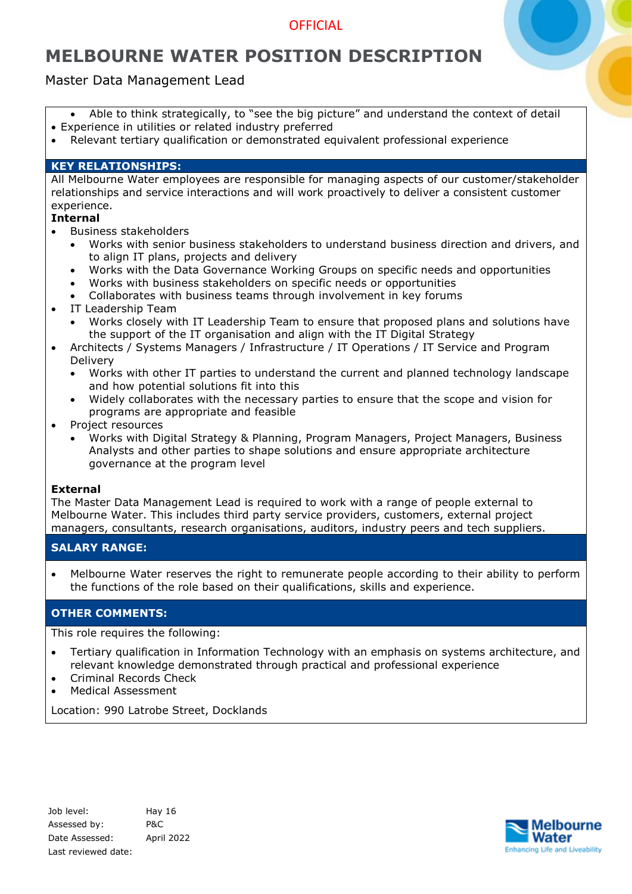- Able to think strategically, to "see the big picture" and understand the context of detail
- Experience in utilities or related industry preferred
- Relevant tertiary qualification or demonstrated equivalent professional experience

## KEY RELATIONSHIPS:

All Melbourne Water employees are responsible for managing aspects of our customer/stakeholder relationships and service interactions and will work proactively to deliver a consistent customer experience.

**Internal**

- Business stakeholders
  - Works with senior business stakeholders to understand business direction and drivers, and to align IT plans, projects and delivery
  - Works with the Data Governance Working Groups on specific needs and opportunities
  - Works with business stakeholders on specific needs or opportunities
  - Collaborates with business teams through involvement in key forums
- IT Leadership Team
  - Works closely with IT Leadership Team to ensure that proposed plans and solutions have the support of the IT organisation and align with the IT Digital Strategy
- Architects / Systems Managers / Infrastructure / IT Operations / IT Service and Program Delivery
  - Works with other IT parties to understand the current and planned technology landscape and how potential solutions fit into this
  - Widely collaborates with the necessary parties to ensure that the scope and vision for programs are appropriate and feasible
- Project resources
  - Works with Digital Strategy & Planning, Program Managers, Project Managers, Business Analysts and other parties to shape solutions and ensure appropriate architecture governance at the program level

**External**

The Master Data Management Lead is required to work with a range of people external to Melbourne Water. This includes third party service providers, customers, external project managers, consultants, research organisations, auditors, industry peers and tech suppliers.

## SALARY RANGE:

- Melbourne Water reserves the right to remunerate people according to their ability to perform the functions of the role based on their qualifications, skills and experience.

## OTHER COMMENTS:

This role requires the following:

- Tertiary qualification in Information Technology with an emphasis on systems architecture, and relevant knowledge demonstrated through practical and professional experience
- Criminal Records Check
- Medical Assessment

Location: 990 Latrobe Street, Docklands

| | |
|---|---|
| Job level: | Hay 16 |
| Assessed by: | P&C |
| Date Assessed: | April 2022 |
| Last reviewed date: | |